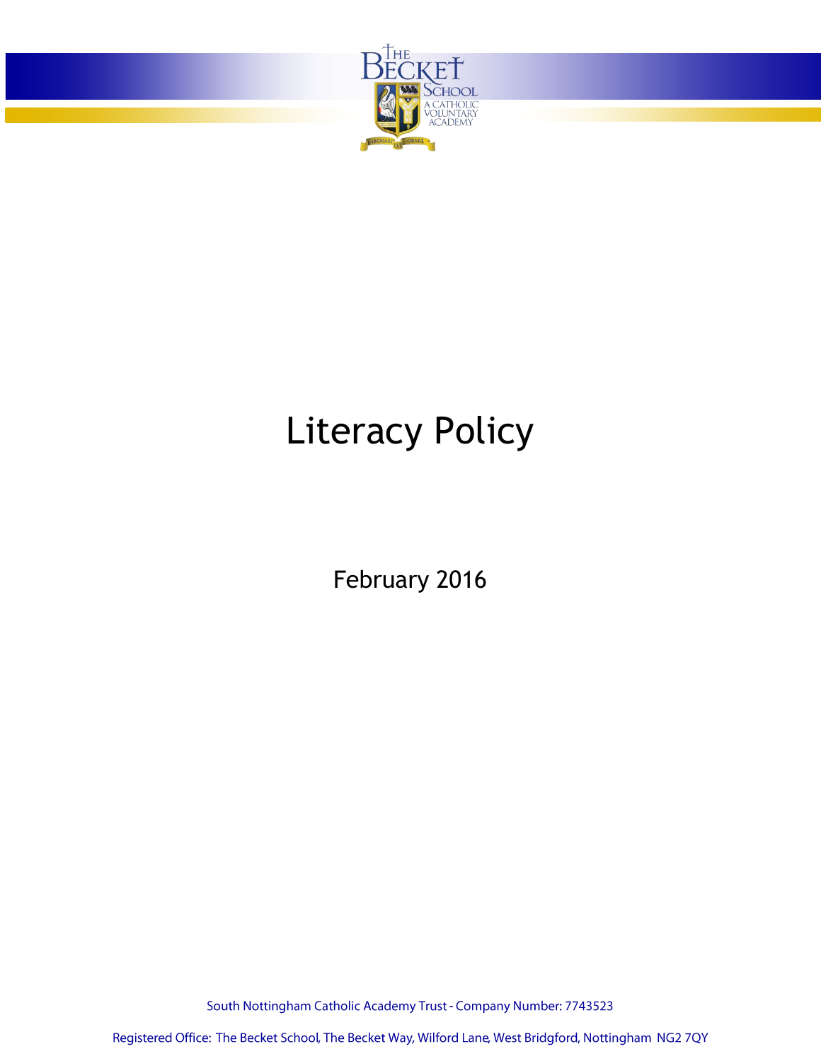# Literacy Policy

February 2016

South Nottingham Catholic Academy Trust - Company Number: 7743523

Registered Office: The Becket School, The Becket Way, Wilford Lane, West Bridgford, Nottingham NG2 7QY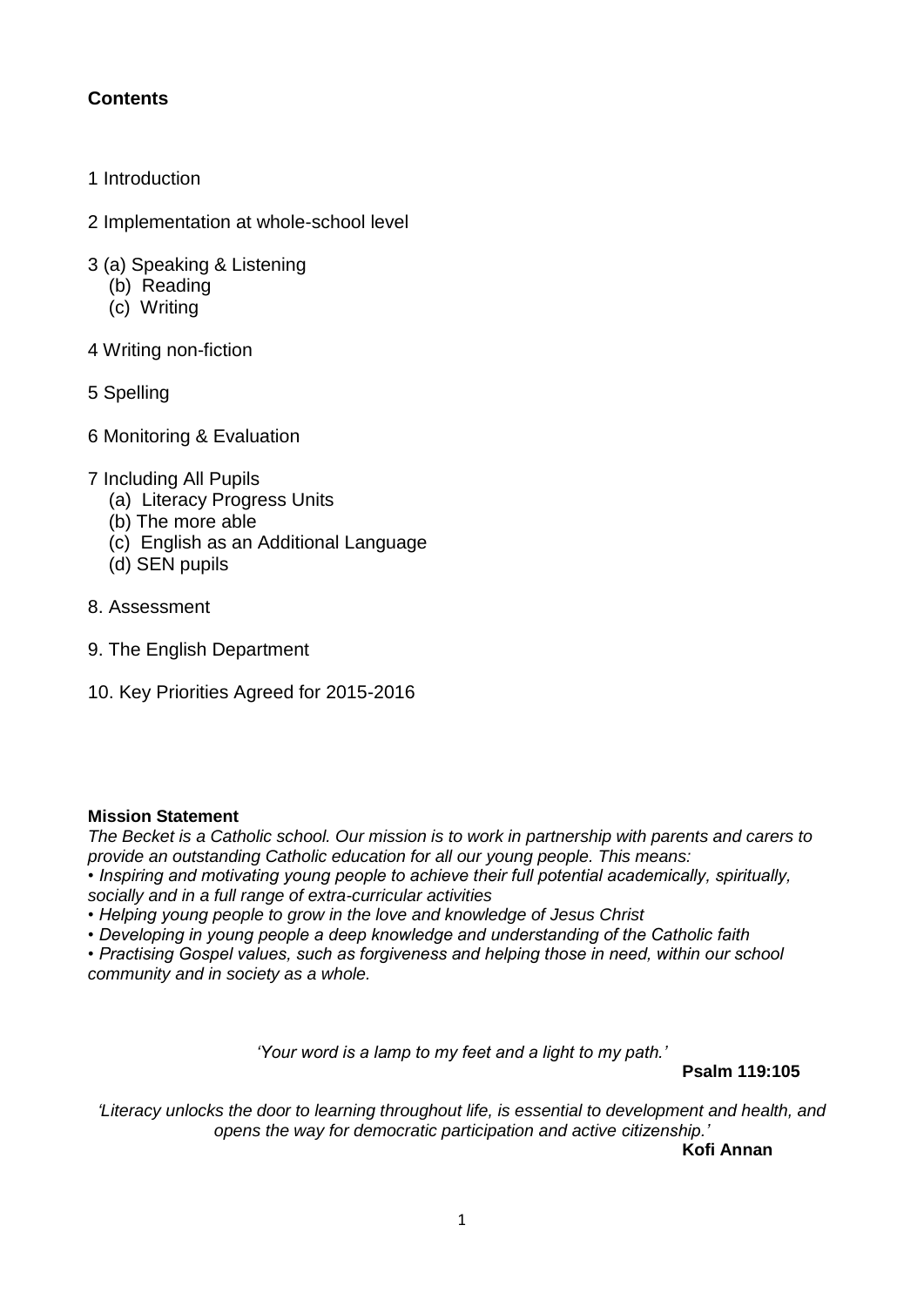## Contents

1 Introduction

2 Implementation at whole-school level

3 (a) Speaking & Listening
   (b) Reading
   (c) Writing

4 Writing non-fiction

5 Spelling

6 Monitoring & Evaluation

7 Including All Pupils
   (a) Literacy Progress Units
   (b) The more able
   (c) English as an Additional Language
   (d) SEN pupils

8. Assessment

9. The English Department

10. Key Priorities Agreed for 2015-2016

**Mission Statement**

*The Becket is a Catholic school. Our mission is to work in partnership with parents and carers to provide an outstanding Catholic education for all our young people. This means:*

- *Inspiring and motivating young people to achieve their full potential academically, spiritually, socially and in a full range of extra-curricular activities*
- *Helping young people to grow in the love and knowledge of Jesus Christ*
- *Developing in young people a deep knowledge and understanding of the Catholic faith*
- *Practising Gospel values, such as forgiveness and helping those in need, within our school community and in society as a whole.*

*'Your word is a lamp to my feet and a light to my path.'*

**Psalm 119:105**

*'Literacy unlocks the door to learning throughout life, is essential to development and health, and opens the way for democratic participation and active citizenship.'*

**Kofi Annan**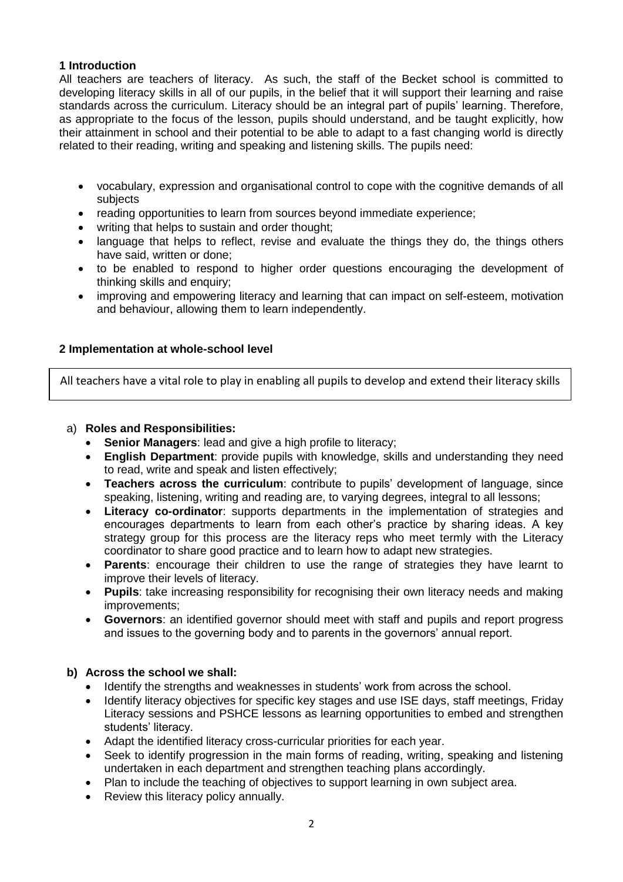## 1 Introduction

All teachers are teachers of literacy. As such, the staff of the Becket school is committed to developing literacy skills in all of our pupils, in the belief that it will support their learning and raise standards across the curriculum. Literacy should be an integral part of pupils' learning. Therefore, as appropriate to the focus of the lesson, pupils should understand, and be taught explicitly, how their attainment in school and their potential to be able to adapt to a fast changing world is directly related to their reading, writing and speaking and listening skills. The pupils need:

- vocabulary, expression and organisational control to cope with the cognitive demands of all subjects
- reading opportunities to learn from sources beyond immediate experience;
- writing that helps to sustain and order thought;
- language that helps to reflect, revise and evaluate the things they do, the things others have said, written or done;
- to be enabled to respond to higher order questions encouraging the development of thinking skills and enquiry;
- improving and empowering literacy and learning that can impact on self-esteem, motivation and behaviour, allowing them to learn independently.

## 2 Implementation at whole-school level

All teachers have a vital role to play in enabling all pupils to develop and extend their literacy skills

a) **Roles and Responsibilities:**

- **Senior Managers**: lead and give a high profile to literacy;
- **English Department**: provide pupils with knowledge, skills and understanding they need to read, write and speak and listen effectively;
- **Teachers across the curriculum**: contribute to pupils' development of language, since speaking, listening, writing and reading are, to varying degrees, integral to all lessons;
- **Literacy co-ordinator**: supports departments in the implementation of strategies and encourages departments to learn from each other's practice by sharing ideas. A key strategy group for this process are the literacy reps who meet termly with the Literacy coordinator to share good practice and to learn how to adapt new strategies.
- **Parents**: encourage their children to use the range of strategies they have learnt to improve their levels of literacy.
- **Pupils**: take increasing responsibility for recognising their own literacy needs and making improvements;
- **Governors**: an identified governor should meet with staff and pupils and report progress and issues to the governing body and to parents in the governors' annual report.

**b) Across the school we shall:**

- Identify the strengths and weaknesses in students' work from across the school.
- Identify literacy objectives for specific key stages and use ISE days, staff meetings, Friday Literacy sessions and PSHCE lessons as learning opportunities to embed and strengthen students' literacy.
- Adapt the identified literacy cross-curricular priorities for each year.
- Seek to identify progression in the main forms of reading, writing, speaking and listening undertaken in each department and strengthen teaching plans accordingly.
- Plan to include the teaching of objectives to support learning in own subject area.
- Review this literacy policy annually.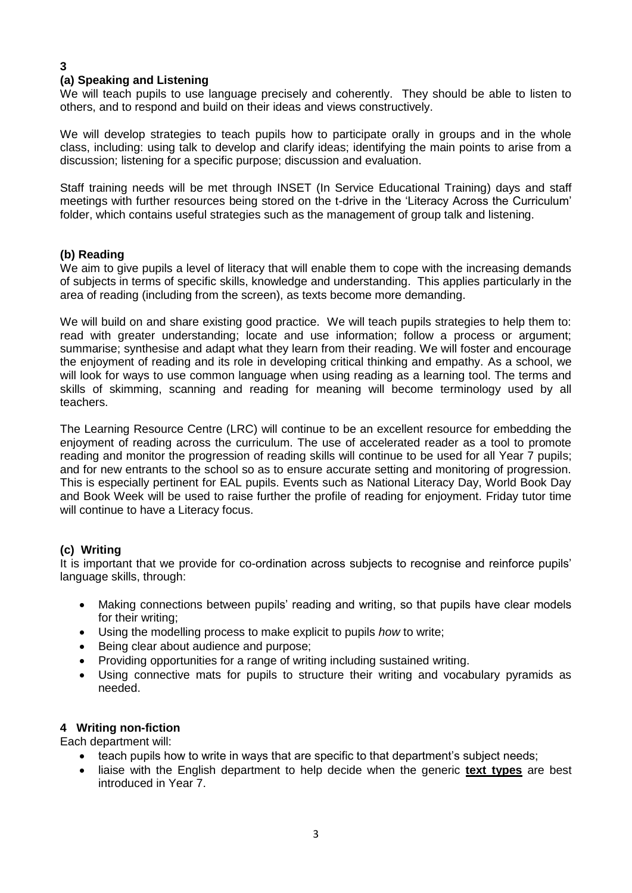**3**

### (a) Speaking and Listening

We will teach pupils to use language precisely and coherently. They should be able to listen to others, and to respond and build on their ideas and views constructively.

We will develop strategies to teach pupils how to participate orally in groups and in the whole class, including: using talk to develop and clarify ideas; identifying the main points to arise from a discussion; listening for a specific purpose; discussion and evaluation.

Staff training needs will be met through INSET (In Service Educational Training) days and staff meetings with further resources being stored on the t-drive in the 'Literacy Across the Curriculum' folder, which contains useful strategies such as the management of group talk and listening.

### (b) Reading

We aim to give pupils a level of literacy that will enable them to cope with the increasing demands of subjects in terms of specific skills, knowledge and understanding. This applies particularly in the area of reading (including from the screen), as texts become more demanding.

We will build on and share existing good practice. We will teach pupils strategies to help them to: read with greater understanding; locate and use information; follow a process or argument; summarise; synthesise and adapt what they learn from their reading. We will foster and encourage the enjoyment of reading and its role in developing critical thinking and empathy. As a school, we will look for ways to use common language when using reading as a learning tool. The terms and skills of skimming, scanning and reading for meaning will become terminology used by all teachers.

The Learning Resource Centre (LRC) will continue to be an excellent resource for embedding the enjoyment of reading across the curriculum. The use of accelerated reader as a tool to promote reading and monitor the progression of reading skills will continue to be used for all Year 7 pupils; and for new entrants to the school so as to ensure accurate setting and monitoring of progression. This is especially pertinent for EAL pupils. Events such as National Literacy Day, World Book Day and Book Week will be used to raise further the profile of reading for enjoyment. Friday tutor time will continue to have a Literacy focus.

### (c) Writing

It is important that we provide for co-ordination across subjects to recognise and reinforce pupils' language skills, through:

- Making connections between pupils' reading and writing, so that pupils have clear models for their writing;
- Using the modelling process to make explicit to pupils *how* to write;
- Being clear about audience and purpose;
- Providing opportunities for a range of writing including sustained writing.
- Using connective mats for pupils to structure their writing and vocabulary pyramids as needed.

## 4 Writing non-fiction

Each department will:

- teach pupils how to write in ways that are specific to that department's subject needs;
- liaise with the English department to help decide when the generic **text types** are best introduced in Year 7.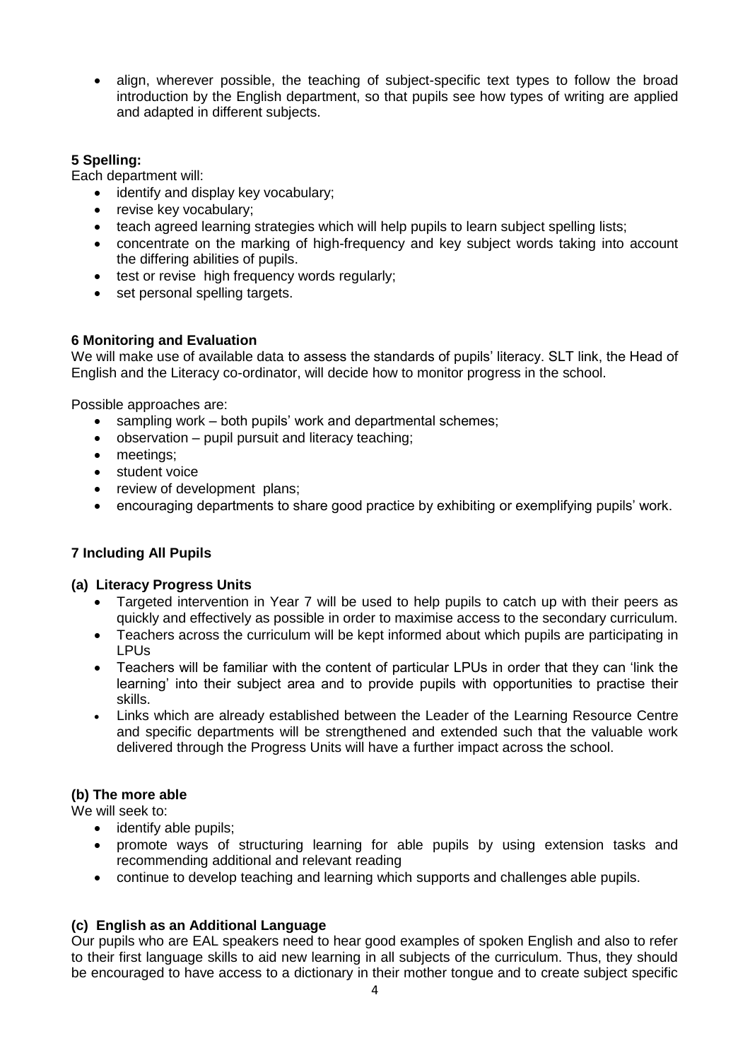- align, wherever possible, the teaching of subject-specific text types to follow the broad introduction by the English department, so that pupils see how types of writing are applied and adapted in different subjects.

### 5 Spelling:

Each department will:

- identify and display key vocabulary;
- revise key vocabulary;
- teach agreed learning strategies which will help pupils to learn subject spelling lists;
- concentrate on the marking of high-frequency and key subject words taking into account the differing abilities of pupils.
- test or revise high frequency words regularly;
- set personal spelling targets.

### 6 Monitoring and Evaluation

We will make use of available data to assess the standards of pupils' literacy. SLT link, the Head of English and the Literacy co-ordinator, will decide how to monitor progress in the school.

Possible approaches are:

- sampling work – both pupils' work and departmental schemes;
- observation – pupil pursuit and literacy teaching;
- meetings;
- student voice
- review of development plans;
- encouraging departments to share good practice by exhibiting or exemplifying pupils' work.

### 7 Including All Pupils

#### (a) Literacy Progress Units

- Targeted intervention in Year 7 will be used to help pupils to catch up with their peers as quickly and effectively as possible in order to maximise access to the secondary curriculum.
- Teachers across the curriculum will be kept informed about which pupils are participating in LPUs
- Teachers will be familiar with the content of particular LPUs in order that they can 'link the learning' into their subject area and to provide pupils with opportunities to practise their skills.
- Links which are already established between the Leader of the Learning Resource Centre and specific departments will be strengthened and extended such that the valuable work delivered through the Progress Units will have a further impact across the school.

#### (b) The more able

We will seek to:

- identify able pupils;
- promote ways of structuring learning for able pupils by using extension tasks and recommending additional and relevant reading
- continue to develop teaching and learning which supports and challenges able pupils.

#### (c) English as an Additional Language

Our pupils who are EAL speakers need to hear good examples of spoken English and also to refer to their first language skills to aid new learning in all subjects of the curriculum. Thus, they should be encouraged to have access to a dictionary in their mother tongue and to create subject specific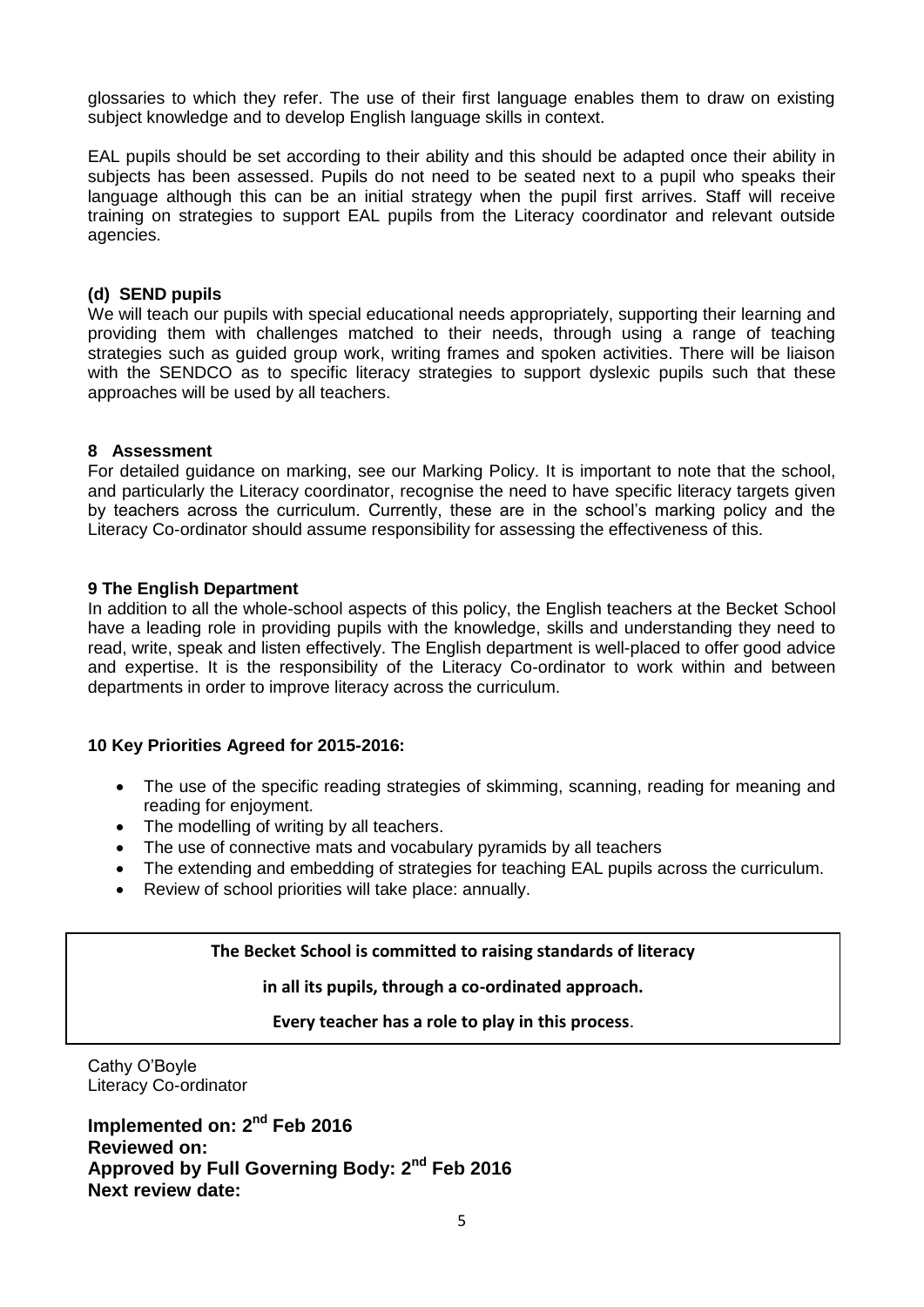glossaries to which they refer. The use of their first language enables them to draw on existing subject knowledge and to develop English language skills in context.

EAL pupils should be set according to their ability and this should be adapted once their ability in subjects has been assessed. Pupils do not need to be seated next to a pupil who speaks their language although this can be an initial strategy when the pupil first arrives. Staff will receive training on strategies to support EAL pupils from the Literacy coordinator and relevant outside agencies.

### (d) SEND pupils

We will teach our pupils with special educational needs appropriately, supporting their learning and providing them with challenges matched to their needs, through using a range of teaching strategies such as guided group work, writing frames and spoken activities. There will be liaison with the SENDCO as to specific literacy strategies to support dyslexic pupils such that these approaches will be used by all teachers.

## 8 Assessment

For detailed guidance on marking, see our Marking Policy. It is important to note that the school, and particularly the Literacy coordinator, recognise the need to have specific literacy targets given by teachers across the curriculum. Currently, these are in the school's marking policy and the Literacy Co-ordinator should assume responsibility for assessing the effectiveness of this.

## 9 The English Department

In addition to all the whole-school aspects of this policy, the English teachers at the Becket School have a leading role in providing pupils with the knowledge, skills and understanding they need to read, write, speak and listen effectively. The English department is well-placed to offer good advice and expertise. It is the responsibility of the Literacy Co-ordinator to work within and between departments in order to improve literacy across the curriculum.

## 10 Key Priorities Agreed for 2015-2016:

- The use of the specific reading strategies of skimming, scanning, reading for meaning and reading for enjoyment.
- The modelling of writing by all teachers.
- The use of connective mats and vocabulary pyramids by all teachers
- The extending and embedding of strategies for teaching EAL pupils across the curriculum.
- Review of school priorities will take place: annually.

**The Becket School is committed to raising standards of literacy**

**in all its pupils, through a co-ordinated approach.**

**Every teacher has a role to play in this process**.

Cathy O'Boyle
Literacy Co-ordinator

**Implemented on: 2nd Feb 2016**
**Reviewed on:**
**Approved by Full Governing Body: 2nd Feb 2016**
**Next review date:**